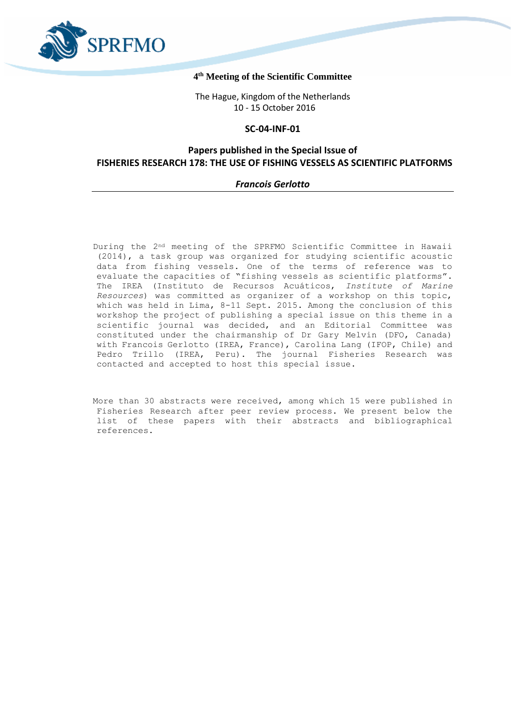SPRFMO

**4th Meeting of the Scientific Committee**

The Hague, Kingdom of the Netherlands
10 - 15 October 2016

**SC-04-INF-01**

## Papers published in the Special Issue of FISHERIES RESEARCH 178: THE USE OF FISHING VESSELS AS SCIENTIFIC PLATFORMS

***Francois Gerlotto***

---

During the 2nd meeting of the SPRFMO Scientific Committee in Hawaii (2014), a task group was organized for studying scientific acoustic data from fishing vessels. One of the terms of reference was to evaluate the capacities of "fishing vessels as scientific platforms". The IREA (Instituto de Recursos Acuáticos, *Institute of Marine Resources*) was committed as organizer of a workshop on this topic, which was held in Lima, 8-11 Sept. 2015. Among the conclusion of this workshop the project of publishing a special issue on this theme in a scientific journal was decided, and an Editorial Committee was constituted under the chairmanship of Dr Gary Melvin (DFO, Canada) with Francois Gerlotto (IREA, France), Carolina Lang (IFOP, Chile) and Pedro Trillo (IREA, Peru). The journal Fisheries Research was contacted and accepted to host this special issue.

More than 30 abstracts were received, among which 15 were published in Fisheries Research after peer review process. We present below the list of these papers with their abstracts and bibliographical references.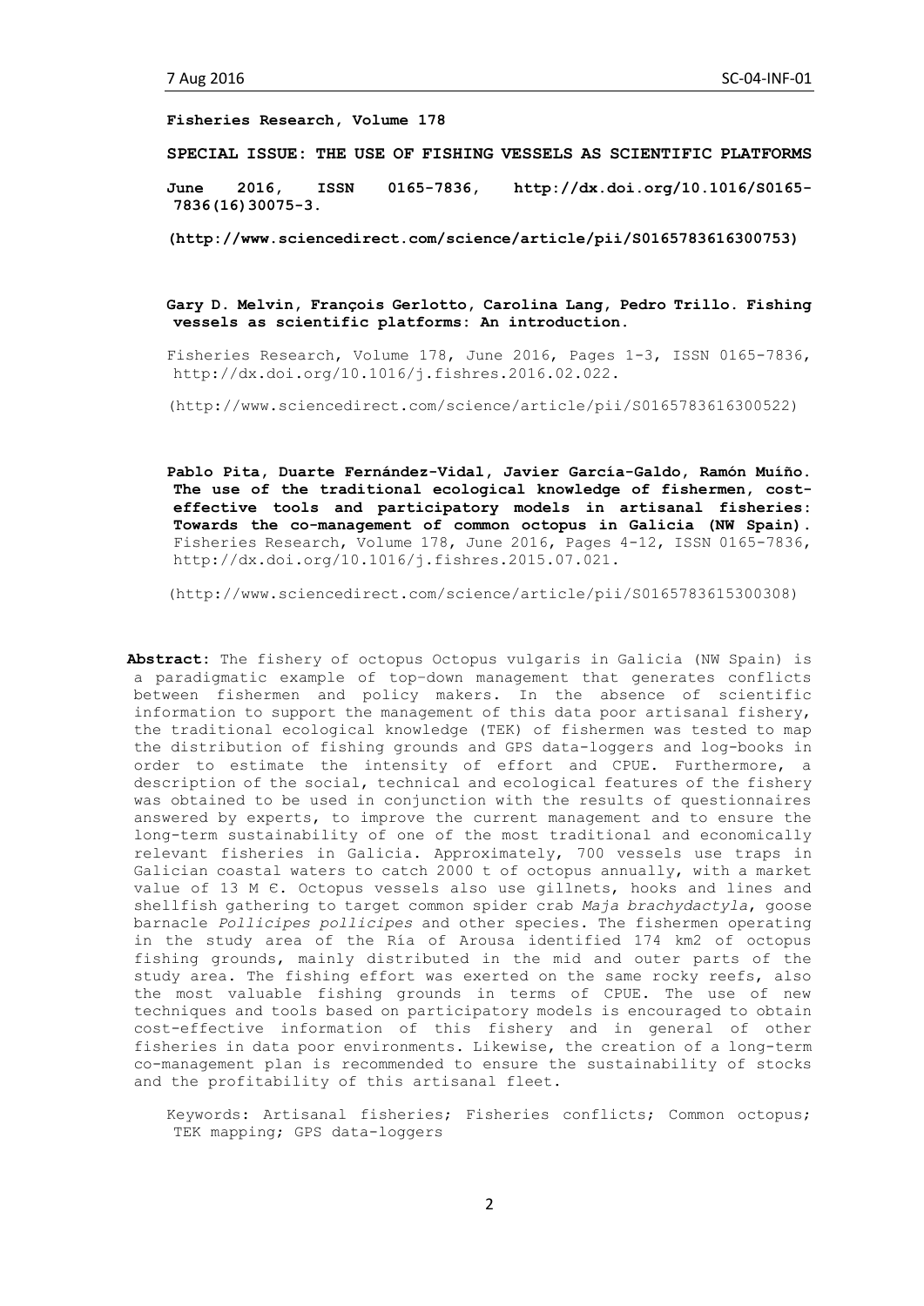**Fisheries Research, Volume 178**

**SPECIAL ISSUE: THE USE OF FISHING VESSELS AS SCIENTIFIC PLATFORMS**

**June 2016, ISSN 0165-7836, http://dx.doi.org/10.1016/S0165-7836(16)30075-3.**

**(http://www.sciencedirect.com/science/article/pii/S0165783616300753)**

**Gary D. Melvin, François Gerlotto, Carolina Lang, Pedro Trillo. Fishing vessels as scientific platforms: An introduction.**

Fisheries Research, Volume 178, June 2016, Pages 1-3, ISSN 0165-7836, http://dx.doi.org/10.1016/j.fishres.2016.02.022.

(http://www.sciencedirect.com/science/article/pii/S0165783616300522)

**Pablo Pita, Duarte Fernández-Vidal, Javier García-Galdo, Ramón Muíño. The use of the traditional ecological knowledge of fishermen, cost-effective tools and participatory models in artisanal fisheries: Towards the co-management of common octopus in Galicia (NW Spain).** Fisheries Research, Volume 178, June 2016, Pages 4-12, ISSN 0165-7836, http://dx.doi.org/10.1016/j.fishres.2015.07.021.

(http://www.sciencedirect.com/science/article/pii/S0165783615300308)

**Abstract:** The fishery of octopus Octopus vulgaris in Galicia (NW Spain) is a paradigmatic example of top–down management that generates conflicts between fishermen and policy makers. In the absence of scientific information to support the management of this data poor artisanal fishery, the traditional ecological knowledge (TEK) of fishermen was tested to map the distribution of fishing grounds and GPS data-loggers and log-books in order to estimate the intensity of effort and CPUE. Furthermore, a description of the social, technical and ecological features of the fishery was obtained to be used in conjunction with the results of questionnaires answered by experts, to improve the current management and to ensure the long-term sustainability of one of the most traditional and economically relevant fisheries in Galicia. Approximately, 700 vessels use traps in Galician coastal waters to catch 2000 t of octopus annually, with a market value of 13 M €. Octopus vessels also use gillnets, hooks and lines and shellfish gathering to target common spider crab *Maja brachydactyla*, goose barnacle *Pollicipes pollicipes* and other species. The fishermen operating in the study area of the Ría of Arousa identified 174 km2 of octopus fishing grounds, mainly distributed in the mid and outer parts of the study area. The fishing effort was exerted on the same rocky reefs, also the most valuable fishing grounds in terms of CPUE. The use of new techniques and tools based on participatory models is encouraged to obtain cost-effective information of this fishery and in general of other fisheries in data poor environments. Likewise, the creation of a long-term co-management plan is recommended to ensure the sustainability of stocks and the profitability of this artisanal fleet.

Keywords: Artisanal fisheries; Fisheries conflicts; Common octopus; TEK mapping; GPS data-loggers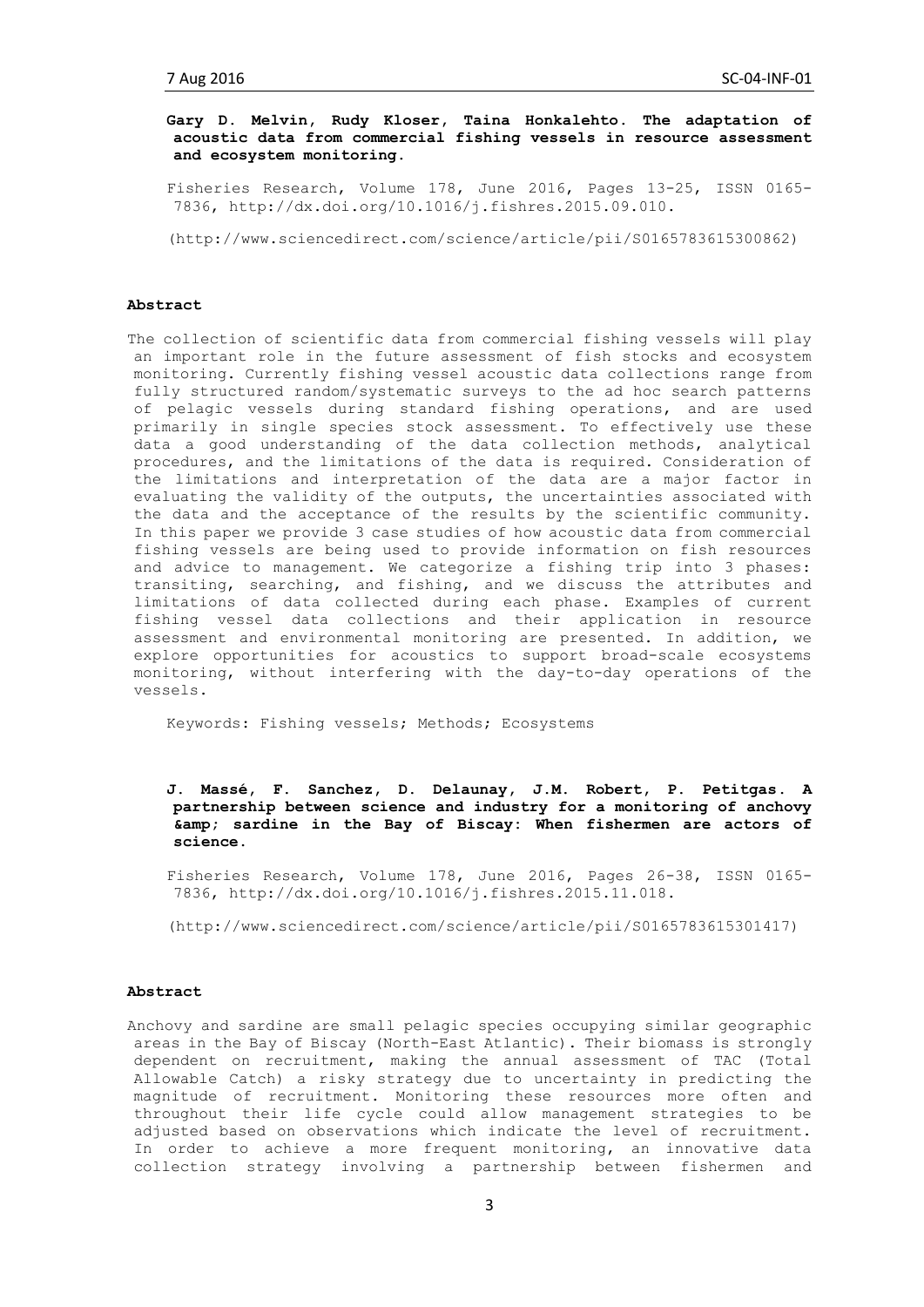**Gary D. Melvin, Rudy Kloser, Taina Honkalehto. The adaptation of acoustic data from commercial fishing vessels in resource assessment and ecosystem monitoring.**

Fisheries Research, Volume 178, June 2016, Pages 13-25, ISSN 0165-7836, http://dx.doi.org/10.1016/j.fishres.2015.09.010.

(http://www.sciencedirect.com/science/article/pii/S0165783615300862)

#### Abstract

The collection of scientific data from commercial fishing vessels will play an important role in the future assessment of fish stocks and ecosystem monitoring. Currently fishing vessel acoustic data collections range from fully structured random/systematic surveys to the ad hoc search patterns of pelagic vessels during standard fishing operations, and are used primarily in single species stock assessment. To effectively use these data a good understanding of the data collection methods, analytical procedures, and the limitations of the data is required. Consideration of the limitations and interpretation of the data are a major factor in evaluating the validity of the outputs, the uncertainties associated with the data and the acceptance of the results by the scientific community. In this paper we provide 3 case studies of how acoustic data from commercial fishing vessels are being used to provide information on fish resources and advice to management. We categorize a fishing trip into 3 phases: transiting, searching, and fishing, and we discuss the attributes and limitations of data collected during each phase. Examples of current fishing vessel data collections and their application in resource assessment and environmental monitoring are presented. In addition, we explore opportunities for acoustics to support broad-scale ecosystems monitoring, without interfering with the day-to-day operations of the vessels.

Keywords: Fishing vessels; Methods; Ecosystems

**J. Massé, F. Sanchez, D. Delaunay, J.M. Robert, P. Petitgas. A partnership between science and industry for a monitoring of anchovy &amp; sardine in the Bay of Biscay: When fishermen are actors of science.**

Fisheries Research, Volume 178, June 2016, Pages 26-38, ISSN 0165-7836, http://dx.doi.org/10.1016/j.fishres.2015.11.018.

(http://www.sciencedirect.com/science/article/pii/S0165783615301417)

#### Abstract

Anchovy and sardine are small pelagic species occupying similar geographic areas in the Bay of Biscay (North-East Atlantic). Their biomass is strongly dependent on recruitment, making the annual assessment of TAC (Total Allowable Catch) a risky strategy due to uncertainty in predicting the magnitude of recruitment. Monitoring these resources more often and throughout their life cycle could allow management strategies to be adjusted based on observations which indicate the level of recruitment. In order to achieve a more frequent monitoring, an innovative data collection strategy involving a partnership between fishermen and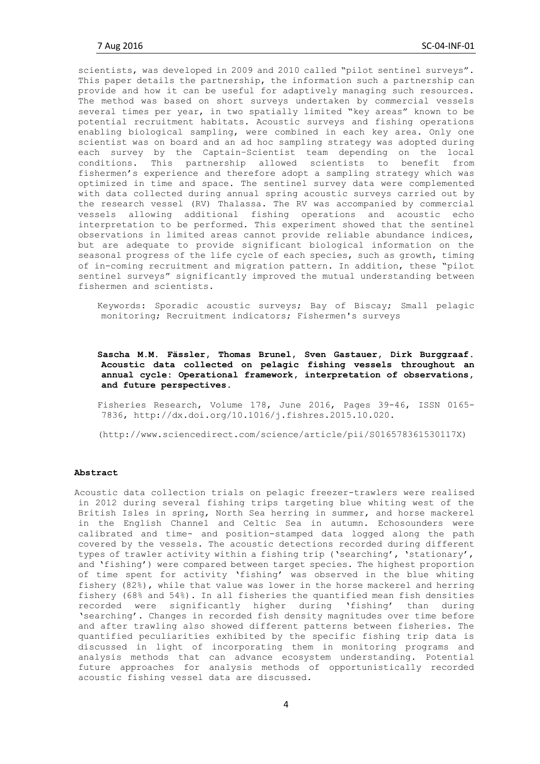scientists, was developed in 2009 and 2010 called "pilot sentinel surveys". This paper details the partnership, the information such a partnership can provide and how it can be useful for adaptively managing such resources. The method was based on short surveys undertaken by commercial vessels several times per year, in two spatially limited "key areas" known to be potential recruitment habitats. Acoustic surveys and fishing operations enabling biological sampling, were combined in each key area. Only one scientist was on board and an ad hoc sampling strategy was adopted during each survey by the Captain–Scientist team depending on the local conditions. This partnership allowed scientists to benefit from fishermen's experience and therefore adopt a sampling strategy which was optimized in time and space. The sentinel survey data were complemented with data collected during annual spring acoustic surveys carried out by the research vessel (RV) Thalassa. The RV was accompanied by commercial vessels allowing additional fishing operations and acoustic echo interpretation to be performed. This experiment showed that the sentinel observations in limited areas cannot provide reliable abundance indices, but are adequate to provide significant biological information on the seasonal progress of the life cycle of each species, such as growth, timing of in-coming recruitment and migration pattern. In addition, these "pilot sentinel surveys" significantly improved the mutual understanding between fishermen and scientists.

Keywords: Sporadic acoustic surveys; Bay of Biscay; Small pelagic monitoring; Recruitment indicators; Fishermen's surveys

**Sascha M.M. Fässler, Thomas Brunel, Sven Gastauer, Dirk Burggraaf. Acoustic data collected on pelagic fishing vessels throughout an annual cycle: Operational framework, interpretation of observations, and future perspectives.**

Fisheries Research, Volume 178, June 2016, Pages 39-46, ISSN 0165-7836, http://dx.doi.org/10.1016/j.fishres.2015.10.020.

(http://www.sciencedirect.com/science/article/pii/S016578361530117X)

**Abstract**

Acoustic data collection trials on pelagic freezer-trawlers were realised in 2012 during several fishing trips targeting blue whiting west of the British Isles in spring, North Sea herring in summer, and horse mackerel in the English Channel and Celtic Sea in autumn. Echosounders were calibrated and time- and position-stamped data logged along the path covered by the vessels. The acoustic detections recorded during different types of trawler activity within a fishing trip ('searching', 'stationary', and 'fishing') were compared between target species. The highest proportion of time spent for activity 'fishing' was observed in the blue whiting fishery (82%), while that value was lower in the horse mackerel and herring fishery (68% and 54%). In all fisheries the quantified mean fish densities recorded were significantly higher during 'fishing' than during 'searching'. Changes in recorded fish density magnitudes over time before and after trawling also showed different patterns between fisheries. The quantified peculiarities exhibited by the specific fishing trip data is discussed in light of incorporating them in monitoring programs and analysis methods that can advance ecosystem understanding. Potential future approaches for analysis methods of opportunistically recorded acoustic fishing vessel data are discussed.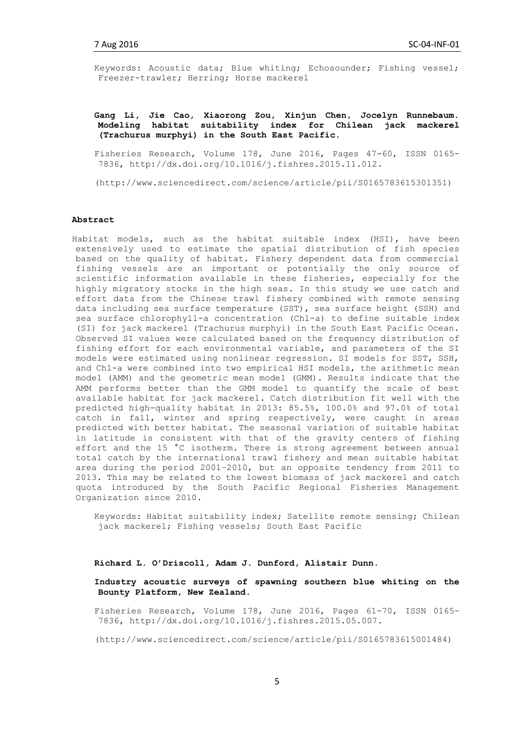Keywords: Acoustic data; Blue whiting; Echosounder; Fishing vessel; Freezer-trawler; Herring; Horse mackerel

**Gang Li, Jie Cao, Xiaorong Zou, Xinjun Chen, Jocelyn Runnebaum. Modeling habitat suitability index for Chilean jack mackerel (Trachurus murphyi) in the South East Pacific.**

Fisheries Research, Volume 178, June 2016, Pages 47-60, ISSN 0165-7836, http://dx.doi.org/10.1016/j.fishres.2015.11.012.

(http://www.sciencedirect.com/science/article/pii/S0165783615301351)

### Abstract

Habitat models, such as the habitat suitable index (HSI), have been extensively used to estimate the spatial distribution of fish species based on the quality of habitat. Fishery dependent data from commercial fishing vessels are an important or potentially the only source of scientific information available in these fisheries, especially for the highly migratory stocks in the high seas. In this study we use catch and effort data from the Chinese trawl fishery combined with remote sensing data including sea surface temperature (SST), sea surface height (SSH) and sea surface chlorophyll-a concentration (Chl-a) to define suitable index (SI) for jack mackerel (Trachurus murphyi) in the South East Pacific Ocean. Observed SI values were calculated based on the frequency distribution of fishing effort for each environmental variable, and parameters of the SI models were estimated using nonlinear regression. SI models for SST, SSH, and Chl-a were combined into two empirical HSI models, the arithmetic mean model (AMM) and the geometric mean model (GMM). Results indicate that the AMM performs better than the GMM model to quantify the scale of best available habitat for jack mackerel. Catch distribution fit well with the predicted high-quality habitat in 2013: 85.5%, 100.0% and 97.0% of total catch in fall, winter and spring respectively, were caught in areas predicted with better habitat. The seasonal variation of suitable habitat in latitude is consistent with that of the gravity centers of fishing effort and the 15 °C isotherm. There is strong agreement between annual total catch by the international trawl fishery and mean suitable habitat area during the period 2001–2010, but an opposite tendency from 2011 to 2013. This may be related to the lowest biomass of jack mackerel and catch quota introduced by the South Pacific Regional Fisheries Management Organization since 2010.

Keywords: Habitat suitability index; Satellite remote sensing; Chilean jack mackerel; Fishing vessels; South East Pacific

**Richard L. O'Driscoll, Adam J. Dunford, Alistair Dunn.**

**Industry acoustic surveys of spawning southern blue whiting on the Bounty Platform, New Zealand.**

Fisheries Research, Volume 178, June 2016, Pages 61-70, ISSN 0165-7836, http://dx.doi.org/10.1016/j.fishres.2015.05.007.

(http://www.sciencedirect.com/science/article/pii/S0165783615001484)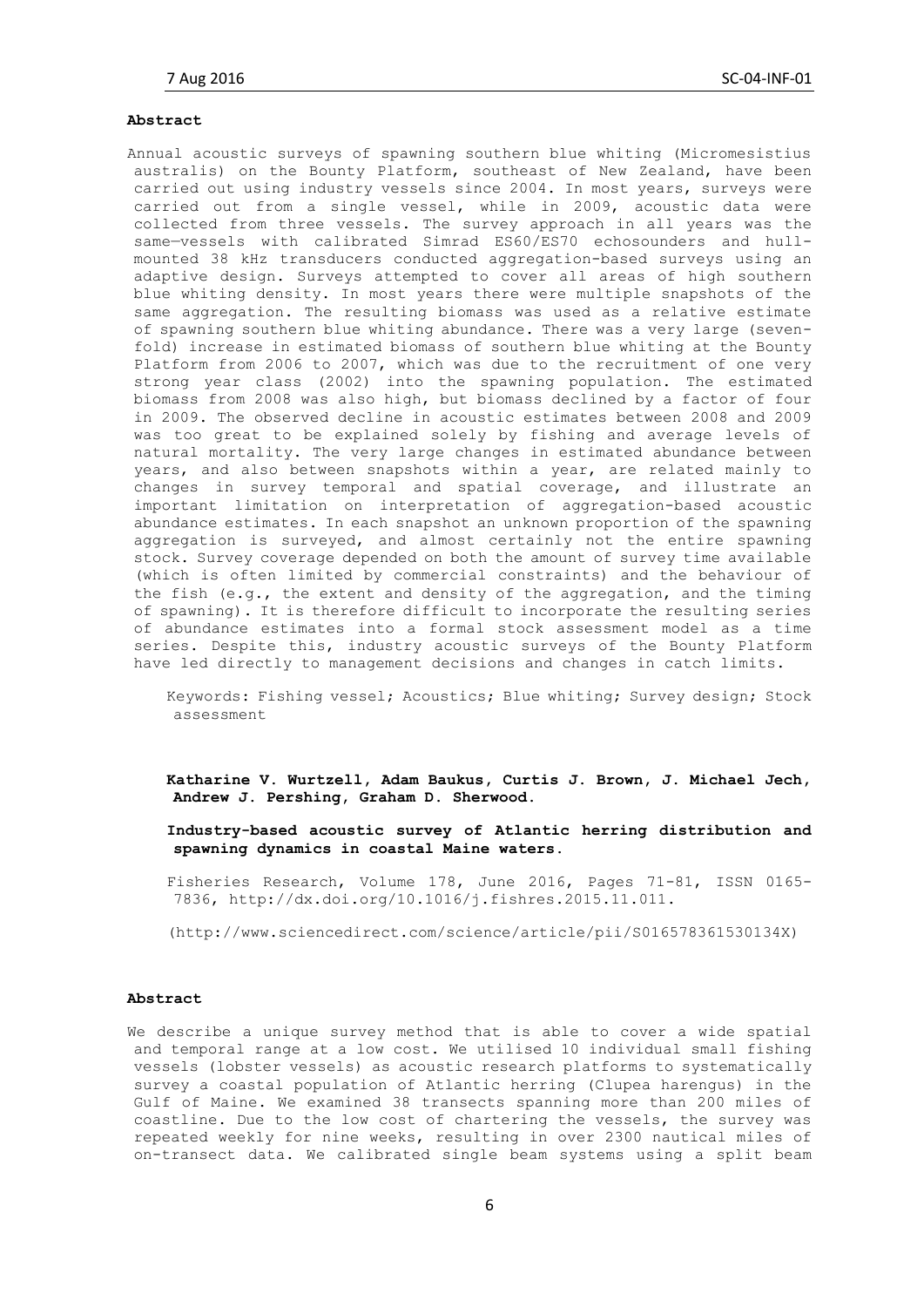### Abstract

Annual acoustic surveys of spawning southern blue whiting (Micromesistius australis) on the Bounty Platform, southeast of New Zealand, have been carried out using industry vessels since 2004. In most years, surveys were carried out from a single vessel, while in 2009, acoustic data were collected from three vessels. The survey approach in all years was the same—vessels with calibrated Simrad ES60/ES70 echosounders and hull-mounted 38 kHz transducers conducted aggregation-based surveys using an adaptive design. Surveys attempted to cover all areas of high southern blue whiting density. In most years there were multiple snapshots of the same aggregation. The resulting biomass was used as a relative estimate of spawning southern blue whiting abundance. There was a very large (seven-fold) increase in estimated biomass of southern blue whiting at the Bounty Platform from 2006 to 2007, which was due to the recruitment of one very strong year class (2002) into the spawning population. The estimated biomass from 2008 was also high, but biomass declined by a factor of four in 2009. The observed decline in acoustic estimates between 2008 and 2009 was too great to be explained solely by fishing and average levels of natural mortality. The very large changes in estimated abundance between years, and also between snapshots within a year, are related mainly to changes in survey temporal and spatial coverage, and illustrate an important limitation on interpretation of aggregation-based acoustic abundance estimates. In each snapshot an unknown proportion of the spawning aggregation is surveyed, and almost certainly not the entire spawning stock. Survey coverage depended on both the amount of survey time available (which is often limited by commercial constraints) and the behaviour of the fish (e.g., the extent and density of the aggregation, and the timing of spawning). It is therefore difficult to incorporate the resulting series of abundance estimates into a formal stock assessment model as a time series. Despite this, industry acoustic surveys of the Bounty Platform have led directly to management decisions and changes in catch limits.

Keywords: Fishing vessel; Acoustics; Blue whiting; Survey design; Stock assessment

**Katharine V. Wurtzell, Adam Baukus, Curtis J. Brown, J. Michael Jech, Andrew J. Pershing, Graham D. Sherwood.**

**Industry-based acoustic survey of Atlantic herring distribution and spawning dynamics in coastal Maine waters.**

Fisheries Research, Volume 178, June 2016, Pages 71-81, ISSN 0165-7836, http://dx.doi.org/10.1016/j.fishres.2015.11.011.

(http://www.sciencedirect.com/science/article/pii/S016578361530134X)

### Abstract

We describe a unique survey method that is able to cover a wide spatial and temporal range at a low cost. We utilised 10 individual small fishing vessels (lobster vessels) as acoustic research platforms to systematically survey a coastal population of Atlantic herring (Clupea harengus) in the Gulf of Maine. We examined 38 transects spanning more than 200 miles of coastline. Due to the low cost of chartering the vessels, the survey was repeated weekly for nine weeks, resulting in over 2300 nautical miles of on-transect data. We calibrated single beam systems using a split beam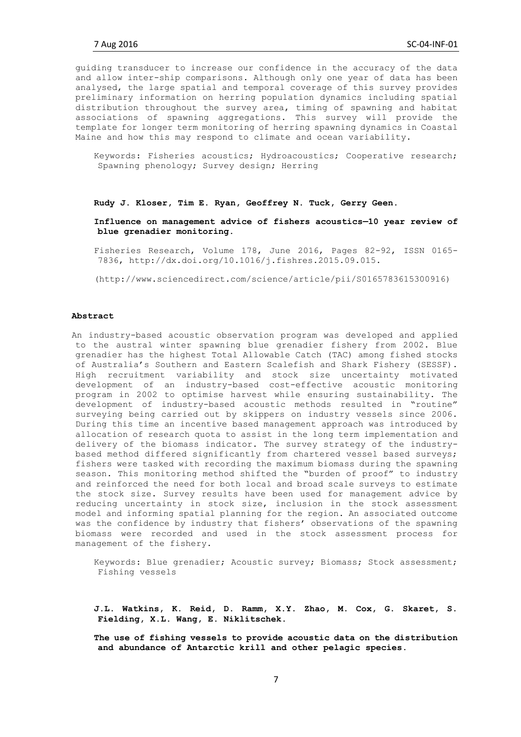guiding transducer to increase our confidence in the accuracy of the data and allow inter-ship comparisons. Although only one year of data has been analysed, the large spatial and temporal coverage of this survey provides preliminary information on herring population dynamics including spatial distribution throughout the survey area, timing of spawning and habitat associations of spawning aggregations. This survey will provide the template for longer term monitoring of herring spawning dynamics in Coastal Maine and how this may respond to climate and ocean variability.

Keywords: Fisheries acoustics; Hydroacoustics; Cooperative research; Spawning phenology; Survey design; Herring

**Rudy J. Kloser, Tim E. Ryan, Geoffrey N. Tuck, Gerry Geen.**

**Influence on management advice of fishers acoustics—10 year review of blue grenadier monitoring.**

Fisheries Research, Volume 178, June 2016, Pages 82-92, ISSN 0165-7836, http://dx.doi.org/10.1016/j.fishres.2015.09.015.

(http://www.sciencedirect.com/science/article/pii/S0165783615300916)

**Abstract**

An industry-based acoustic observation program was developed and applied to the austral winter spawning blue grenadier fishery from 2002. Blue grenadier has the highest Total Allowable Catch (TAC) among fished stocks of Australia's Southern and Eastern Scalefish and Shark Fishery (SESSF). High recruitment variability and stock size uncertainty motivated development of an industry-based cost-effective acoustic monitoring program in 2002 to optimise harvest while ensuring sustainability. The development of industry-based acoustic methods resulted in "routine" surveying being carried out by skippers on industry vessels since 2006. During this time an incentive based management approach was introduced by allocation of research quota to assist in the long term implementation and delivery of the biomass indicator. The survey strategy of the industry-based method differed significantly from chartered vessel based surveys; fishers were tasked with recording the maximum biomass during the spawning season. This monitoring method shifted the "burden of proof" to industry and reinforced the need for both local and broad scale surveys to estimate the stock size. Survey results have been used for management advice by reducing uncertainty in stock size, inclusion in the stock assessment model and informing spatial planning for the region. An associated outcome was the confidence by industry that fishers' observations of the spawning biomass were recorded and used in the stock assessment process for management of the fishery.

Keywords: Blue grenadier; Acoustic survey; Biomass; Stock assessment; Fishing vessels

**J.L. Watkins, K. Reid, D. Ramm, X.Y. Zhao, M. Cox, G. Skaret, S. Fielding, X.L. Wang, E. Niklitschek.**

**The use of fishing vessels to provide acoustic data on the distribution and abundance of Antarctic krill and other pelagic species.**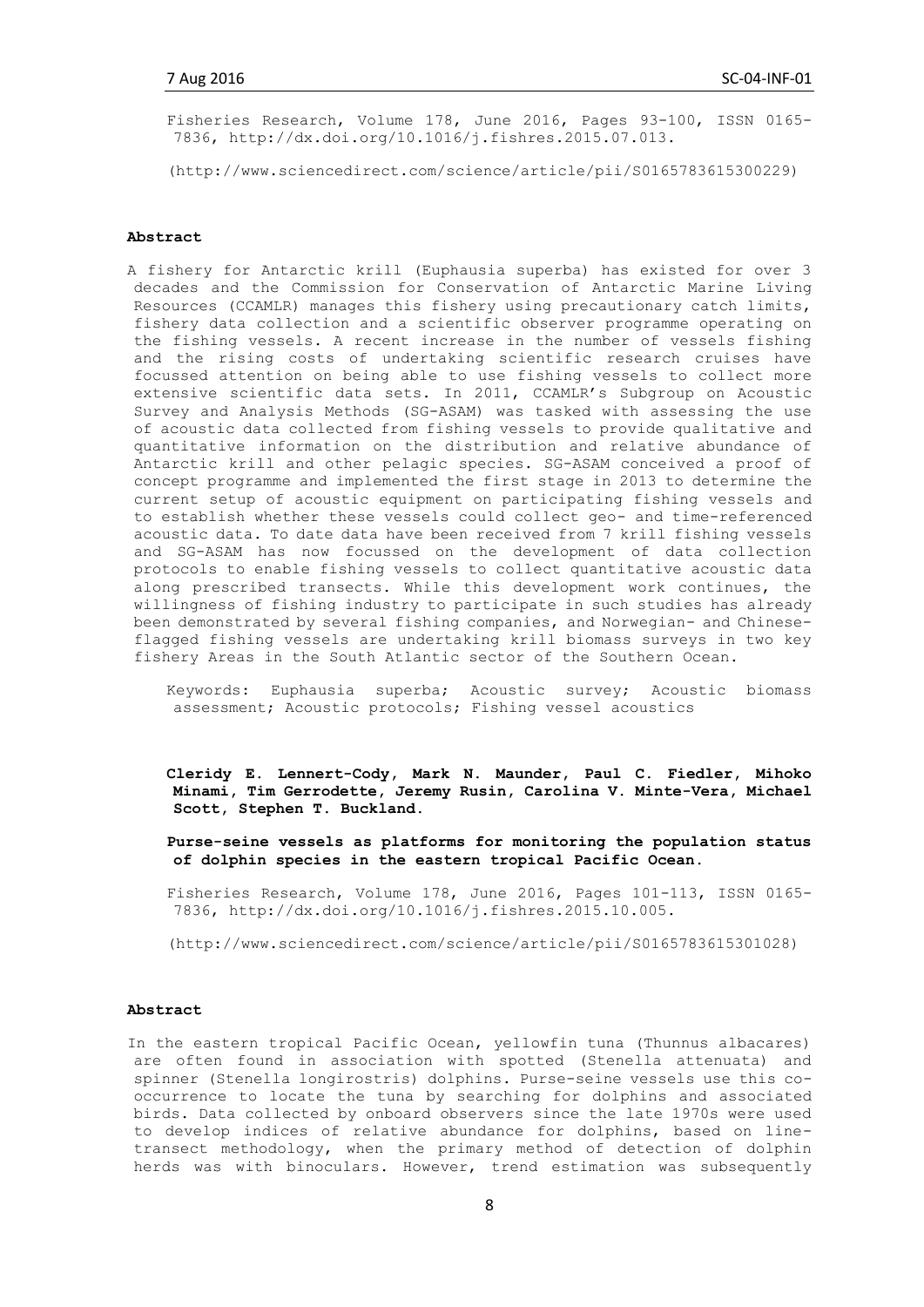Fisheries Research, Volume 178, June 2016, Pages 93-100, ISSN 0165-7836, http://dx.doi.org/10.1016/j.fishres.2015.07.013.

(http://www.sciencedirect.com/science/article/pii/S0165783615300229)

#### Abstract

A fishery for Antarctic krill (Euphausia superba) has existed for over 3 decades and the Commission for Conservation of Antarctic Marine Living Resources (CCAMLR) manages this fishery using precautionary catch limits, fishery data collection and a scientific observer programme operating on the fishing vessels. A recent increase in the number of vessels fishing and the rising costs of undertaking scientific research cruises have focussed attention on being able to use fishing vessels to collect more extensive scientific data sets. In 2011, CCAMLR's Subgroup on Acoustic Survey and Analysis Methods (SG-ASAM) was tasked with assessing the use of acoustic data collected from fishing vessels to provide qualitative and quantitative information on the distribution and relative abundance of Antarctic krill and other pelagic species. SG-ASAM conceived a proof of concept programme and implemented the first stage in 2013 to determine the current setup of acoustic equipment on participating fishing vessels and to establish whether these vessels could collect geo- and time-referenced acoustic data. To date data have been received from 7 krill fishing vessels and SG-ASAM has now focussed on the development of data collection protocols to enable fishing vessels to collect quantitative acoustic data along prescribed transects. While this development work continues, the willingness of fishing industry to participate in such studies has already been demonstrated by several fishing companies, and Norwegian- and Chinese-flagged fishing vessels are undertaking krill biomass surveys in two key fishery Areas in the South Atlantic sector of the Southern Ocean.

Keywords: Euphausia superba; Acoustic survey; Acoustic biomass assessment; Acoustic protocols; Fishing vessel acoustics

**Cleridy E. Lennert-Cody, Mark N. Maunder, Paul C. Fiedler, Mihoko Minami, Tim Gerrodette, Jeremy Rusin, Carolina V. Minte-Vera, Michael Scott, Stephen T. Buckland.**

**Purse-seine vessels as platforms for monitoring the population status of dolphin species in the eastern tropical Pacific Ocean.**

Fisheries Research, Volume 178, June 2016, Pages 101-113, ISSN 0165-7836, http://dx.doi.org/10.1016/j.fishres.2015.10.005.

(http://www.sciencedirect.com/science/article/pii/S0165783615301028)

#### Abstract

In the eastern tropical Pacific Ocean, yellowfin tuna (Thunnus albacares) are often found in association with spotted (Stenella attenuata) and spinner (Stenella longirostris) dolphins. Purse-seine vessels use this co-occurrence to locate the tuna by searching for dolphins and associated birds. Data collected by onboard observers since the late 1970s were used to develop indices of relative abundance for dolphins, based on line-transect methodology, when the primary method of detection of dolphin herds was with binoculars. However, trend estimation was subsequently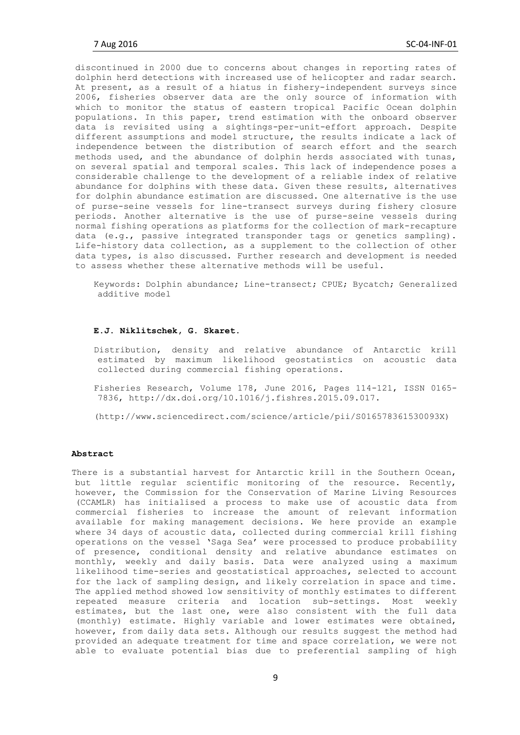discontinued in 2000 due to concerns about changes in reporting rates of dolphin herd detections with increased use of helicopter and radar search. At present, as a result of a hiatus in fishery-independent surveys since 2006, fisheries observer data are the only source of information with which to monitor the status of eastern tropical Pacific Ocean dolphin populations. In this paper, trend estimation with the onboard observer data is revisited using a sightings-per-unit-effort approach. Despite different assumptions and model structure, the results indicate a lack of independence between the distribution of search effort and the search methods used, and the abundance of dolphin herds associated with tunas, on several spatial and temporal scales. This lack of independence poses a considerable challenge to the development of a reliable index of relative abundance for dolphins with these data. Given these results, alternatives for dolphin abundance estimation are discussed. One alternative is the use of purse-seine vessels for line-transect surveys during fishery closure periods. Another alternative is the use of purse-seine vessels during normal fishing operations as platforms for the collection of mark-recapture data (e.g., passive integrated transponder tags or genetics sampling). Life-history data collection, as a supplement to the collection of other data types, is also discussed. Further research and development is needed to assess whether these alternative methods will be useful.

Keywords: Dolphin abundance; Line-transect; CPUE; Bycatch; Generalized additive model

**E.J. Niklitschek, G. Skaret.**

Distribution, density and relative abundance of Antarctic krill estimated by maximum likelihood geostatistics on acoustic data collected during commercial fishing operations.

Fisheries Research, Volume 178, June 2016, Pages 114-121, ISSN 0165-7836, http://dx.doi.org/10.1016/j.fishres.2015.09.017.

(http://www.sciencedirect.com/science/article/pii/S016578361530093X)

**Abstract**

There is a substantial harvest for Antarctic krill in the Southern Ocean, but little regular scientific monitoring of the resource. Recently, however, the Commission for the Conservation of Marine Living Resources (CCAMLR) has initialised a process to make use of acoustic data from commercial fisheries to increase the amount of relevant information available for making management decisions. We here provide an example where 34 days of acoustic data, collected during commercial krill fishing operations on the vessel 'Saga Sea' were processed to produce probability of presence, conditional density and relative abundance estimates on monthly, weekly and daily basis. Data were analyzed using a maximum likelihood time-series and geostatistical approaches, selected to account for the lack of sampling design, and likely correlation in space and time. The applied method showed low sensitivity of monthly estimates to different repeated measure criteria and location sub-settings. Most weekly estimates, but the last one, were also consistent with the full data (monthly) estimate. Highly variable and lower estimates were obtained, however, from daily data sets. Although our results suggest the method had provided an adequate treatment for time and space correlation, we were not able to evaluate potential bias due to preferential sampling of high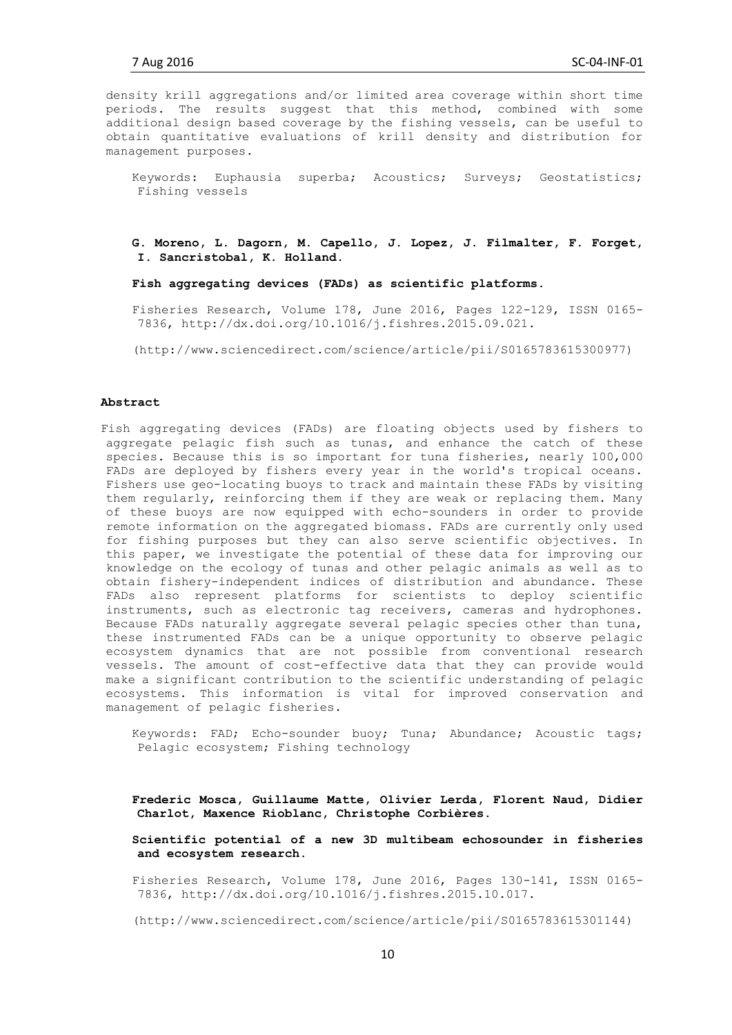density krill aggregations and/or limited area coverage within short time periods. The results suggest that this method, combined with some additional design based coverage by the fishing vessels, can be useful to obtain quantitative evaluations of krill density and distribution for management purposes.

Keywords: Euphausia superba; Acoustics; Surveys; Geostatistics; Fishing vessels

**G. Moreno, L. Dagorn, M. Capello, J. Lopez, J. Filmalter, F. Forget, I. Sancristobal, K. Holland.**

**Fish aggregating devices (FADs) as scientific platforms.**

Fisheries Research, Volume 178, June 2016, Pages 122-129, ISSN 0165-7836, http://dx.doi.org/10.1016/j.fishres.2015.09.021.

(http://www.sciencedirect.com/science/article/pii/S0165783615300977)

**Abstract**

Fish aggregating devices (FADs) are floating objects used by fishers to aggregate pelagic fish such as tunas, and enhance the catch of these species. Because this is so important for tuna fisheries, nearly 100,000 FADs are deployed by fishers every year in the world's tropical oceans. Fishers use geo-locating buoys to track and maintain these FADs by visiting them regularly, reinforcing them if they are weak or replacing them. Many of these buoys are now equipped with echo-sounders in order to provide remote information on the aggregated biomass. FADs are currently only used for fishing purposes but they can also serve scientific objectives. In this paper, we investigate the potential of these data for improving our knowledge on the ecology of tunas and other pelagic animals as well as to obtain fishery-independent indices of distribution and abundance. These FADs also represent platforms for scientists to deploy scientific instruments, such as electronic tag receivers, cameras and hydrophones. Because FADs naturally aggregate several pelagic species other than tuna, these instrumented FADs can be a unique opportunity to observe pelagic ecosystem dynamics that are not possible from conventional research vessels. The amount of cost-effective data that they can provide would make a significant contribution to the scientific understanding of pelagic ecosystems. This information is vital for improved conservation and management of pelagic fisheries.

Keywords: FAD; Echo-sounder buoy; Tuna; Abundance; Acoustic tags; Pelagic ecosystem; Fishing technology

**Frederic Mosca, Guillaume Matte, Olivier Lerda, Florent Naud, Didier Charlot, Maxence Rioblanc, Christophe Corbières.**

**Scientific potential of a new 3D multibeam echosounder in fisheries and ecosystem research.**

Fisheries Research, Volume 178, June 2016, Pages 130-141, ISSN 0165-7836, http://dx.doi.org/10.1016/j.fishres.2015.10.017.

(http://www.sciencedirect.com/science/article/pii/S0165783615301144)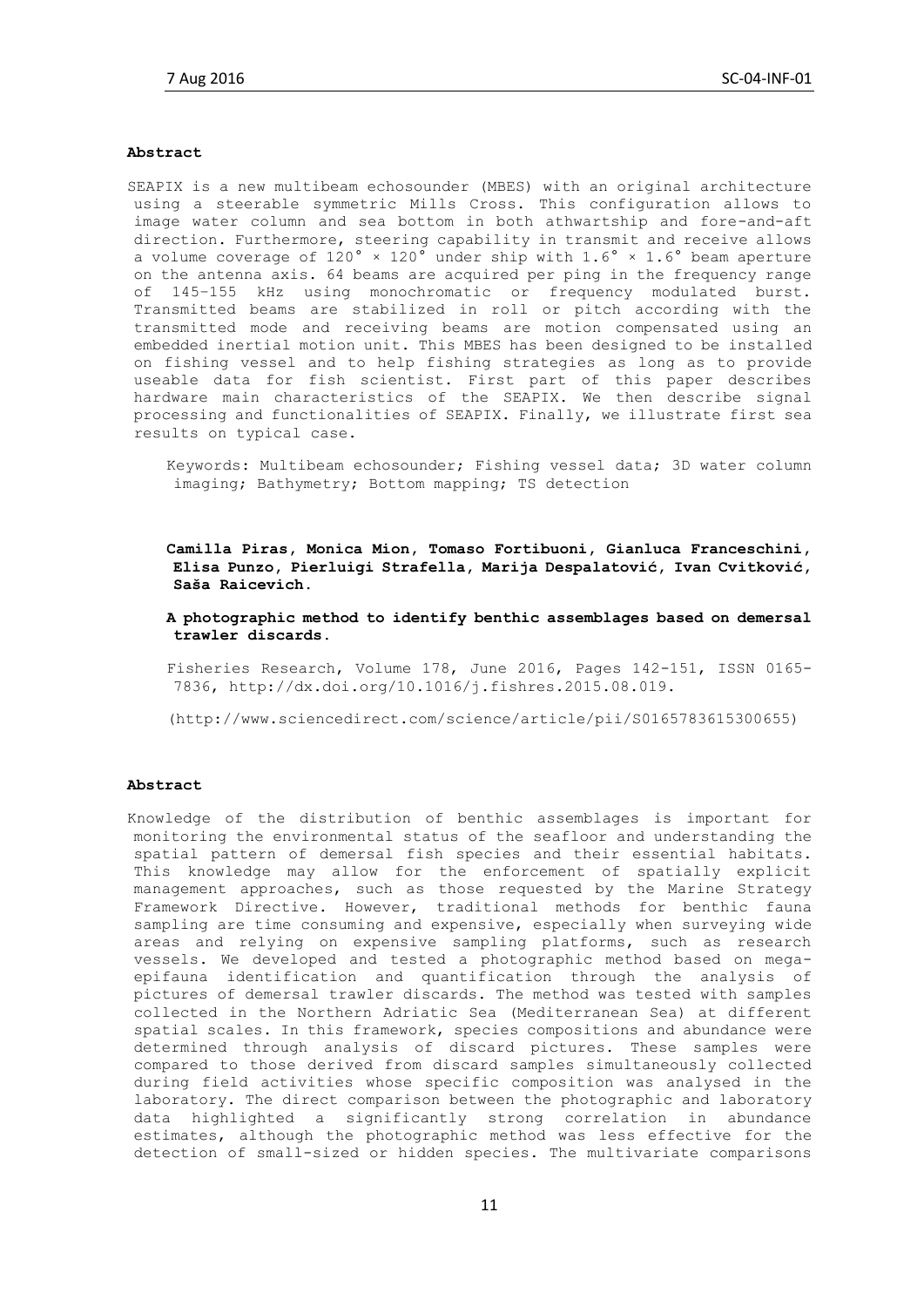**Abstract**

SEAPIX is a new multibeam echosounder (MBES) with an original architecture using a steerable symmetric Mills Cross. This configuration allows to image water column and sea bottom in both athwartship and fore-and-aft direction. Furthermore, steering capability in transmit and receive allows a volume coverage of 120° × 120° under ship with 1.6° × 1.6° beam aperture on the antenna axis. 64 beams are acquired per ping in the frequency range of 145–155 kHz using monochromatic or frequency modulated burst. Transmitted beams are stabilized in roll or pitch according with the transmitted mode and receiving beams are motion compensated using an embedded inertial motion unit. This MBES has been designed to be installed on fishing vessel and to help fishing strategies as long as to provide useable data for fish scientist. First part of this paper describes hardware main characteristics of the SEAPIX. We then describe signal processing and functionalities of SEAPIX. Finally, we illustrate first sea results on typical case.

Keywords: Multibeam echosounder; Fishing vessel data; 3D water column imaging; Bathymetry; Bottom mapping; TS detection

**Camilla Piras, Monica Mion, Tomaso Fortibuoni, Gianluca Franceschini, Elisa Punzo, Pierluigi Strafella, Marija Despalatović, Ivan Cvitković, Saša Raicevich.**

**A photographic method to identify benthic assemblages based on demersal trawler discards.**

Fisheries Research, Volume 178, June 2016, Pages 142-151, ISSN 0165-7836, http://dx.doi.org/10.1016/j.fishres.2015.08.019.

(http://www.sciencedirect.com/science/article/pii/S0165783615300655)

**Abstract**

Knowledge of the distribution of benthic assemblages is important for monitoring the environmental status of the seafloor and understanding the spatial pattern of demersal fish species and their essential habitats. This knowledge may allow for the enforcement of spatially explicit management approaches, such as those requested by the Marine Strategy Framework Directive. However, traditional methods for benthic fauna sampling are time consuming and expensive, especially when surveying wide areas and relying on expensive sampling platforms, such as research vessels. We developed and tested a photographic method based on mega-epifauna identification and quantification through the analysis of pictures of demersal trawler discards. The method was tested with samples collected in the Northern Adriatic Sea (Mediterranean Sea) at different spatial scales. In this framework, species compositions and abundance were determined through analysis of discard pictures. These samples were compared to those derived from discard samples simultaneously collected during field activities whose specific composition was analysed in the laboratory. The direct comparison between the photographic and laboratory data highlighted a significantly strong correlation in abundance estimates, although the photographic method was less effective for the detection of small-sized or hidden species. The multivariate comparisons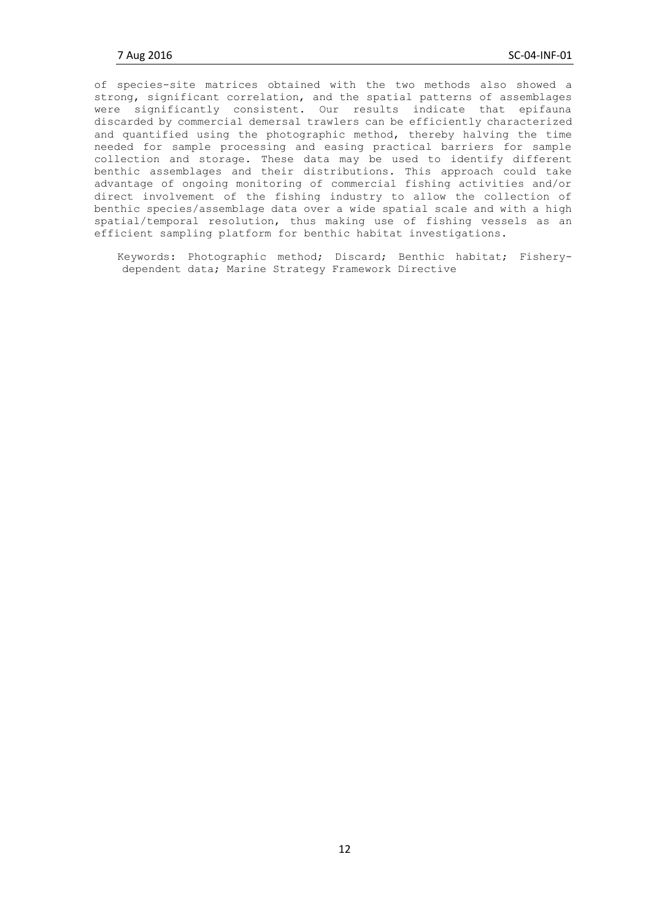of species-site matrices obtained with the two methods also showed a strong, significant correlation, and the spatial patterns of assemblages were significantly consistent. Our results indicate that epifauna discarded by commercial demersal trawlers can be efficiently characterized and quantified using the photographic method, thereby halving the time needed for sample processing and easing practical barriers for sample collection and storage. These data may be used to identify different benthic assemblages and their distributions. This approach could take advantage of ongoing monitoring of commercial fishing activities and/or direct involvement of the fishing industry to allow the collection of benthic species/assemblage data over a wide spatial scale and with a high spatial/temporal resolution, thus making use of fishing vessels as an efficient sampling platform for benthic habitat investigations.

Keywords: Photographic method; Discard; Benthic habitat; Fishery-dependent data; Marine Strategy Framework Directive